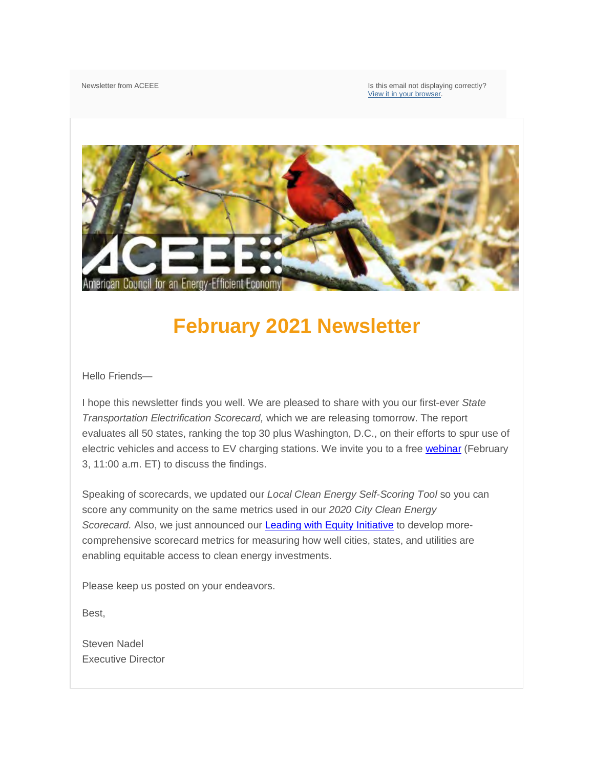Newsletter from ACEEE

Is this email not displaying correctly?
[View it in your browser](#).

# February 2021 Newsletter

Hello Friends—

I hope this newsletter finds you well. We are pleased to share with you our first-ever *State Transportation Electrification Scorecard,* which we are releasing tomorrow. The report evaluates all 50 states, ranking the top 30 plus Washington, D.C., on their efforts to spur use of electric vehicles and access to EV charging stations. We invite you to a free [webinar](#) (February 3, 11:00 a.m. ET) to discuss the findings.

Speaking of scorecards, we updated our *Local Clean Energy Self-Scoring Tool* so you can score any community on the same metrics used in our *2020 City Clean Energy Scorecard.* Also, we just announced our [Leading with Equity Initiative](#) to develop more-comprehensive scorecard metrics for measuring how well cities, states, and utilities are enabling equitable access to clean energy investments.

Please keep us posted on your endeavors.

Best,

Steven Nadel
Executive Director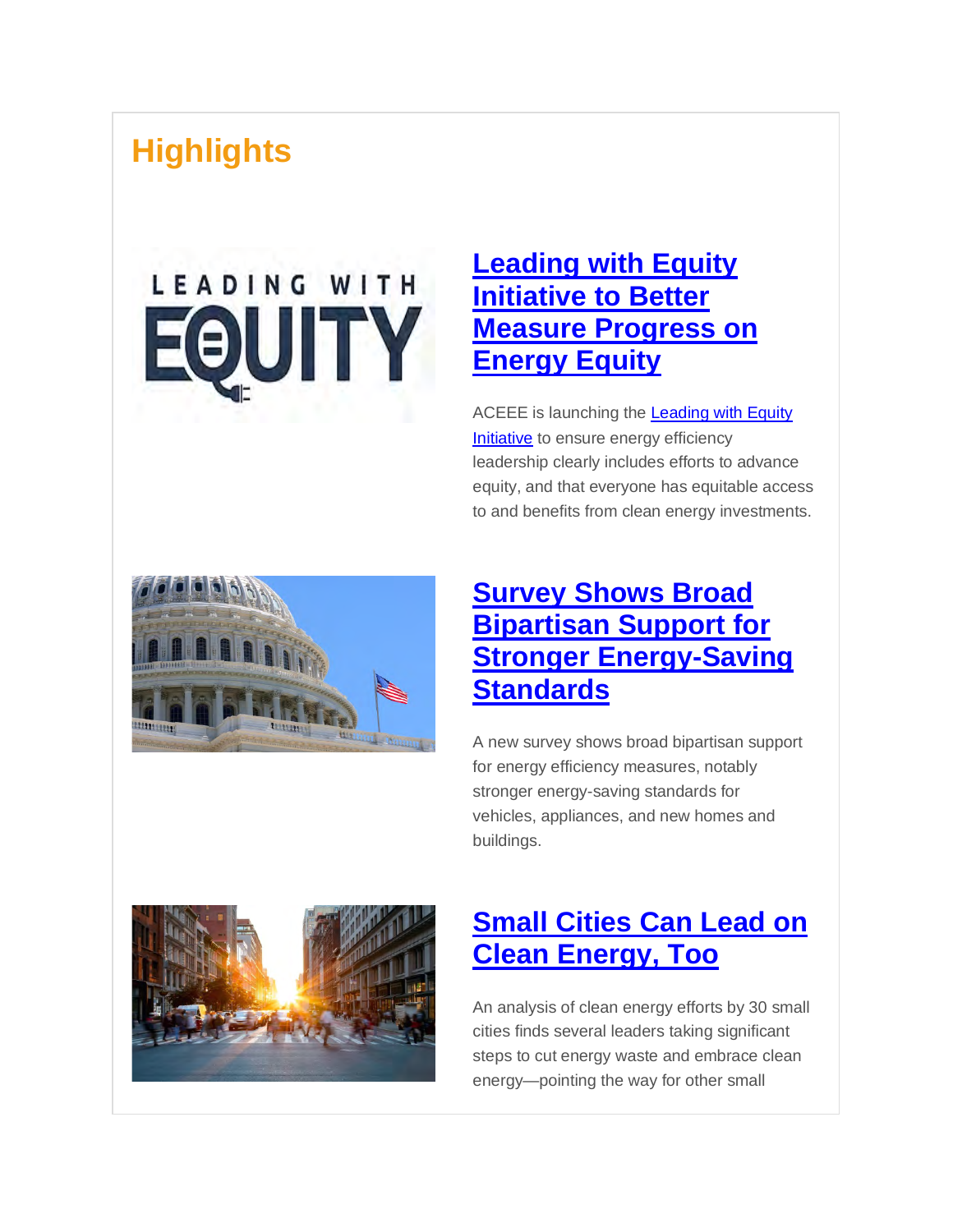## Highlights

### Leading with Equity Initiative to Better Measure Progress on Energy Equity

ACEEE is launching the Leading with Equity Initiative to ensure energy efficiency leadership clearly includes efforts to advance equity, and that everyone has equitable access to and benefits from clean energy investments.

### Survey Shows Broad Bipartisan Support for Stronger Energy-Saving Standards

A new survey shows broad bipartisan support for energy efficiency measures, notably stronger energy-saving standards for vehicles, appliances, and new homes and buildings.

### Small Cities Can Lead on Clean Energy, Too

An analysis of clean energy efforts by 30 small cities finds several leaders taking significant steps to cut energy waste and embrace clean energy—pointing the way for other small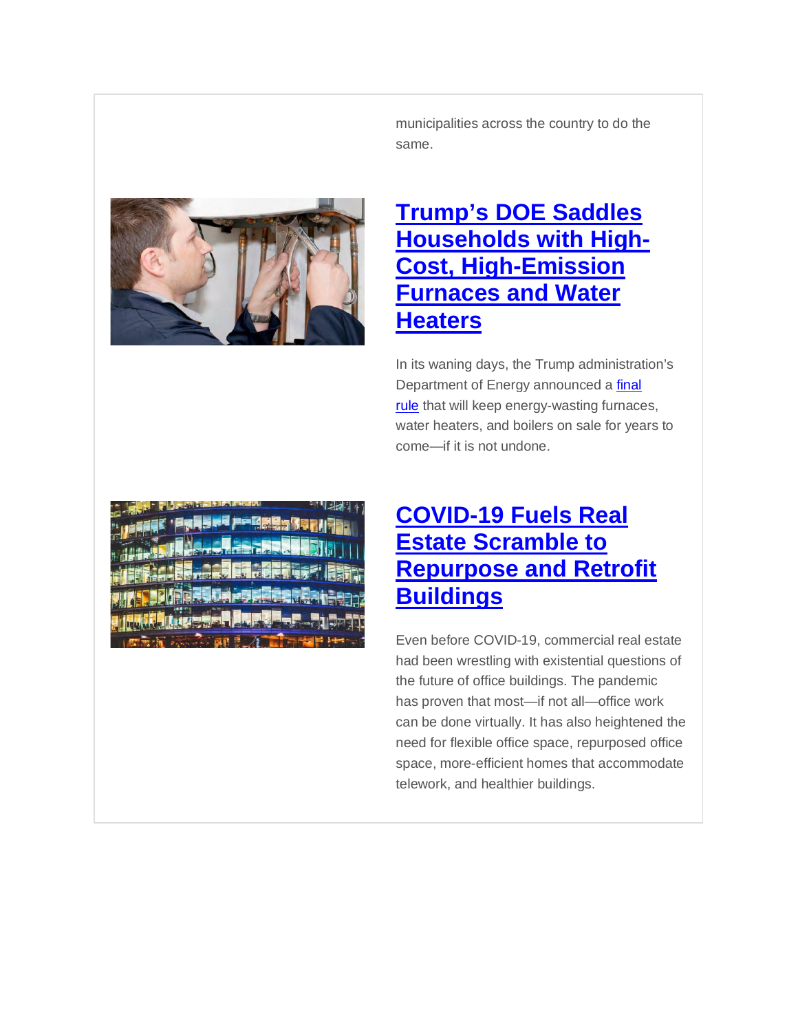municipalities across the country to do the same.

## [Trump's DOE Saddles Households with High-Cost, High-Emission Furnaces and Water Heaters]

In its waning days, the Trump administration's Department of Energy announced a [final rule] that will keep energy-wasting furnaces, water heaters, and boilers on sale for years to come—if it is not undone.

## [COVID-19 Fuels Real Estate Scramble to Repurpose and Retrofit Buildings]

Even before COVID-19, commercial real estate had been wrestling with existential questions of the future of office buildings. The pandemic has proven that most—if not all—office work can be done virtually. It has also heightened the need for flexible office space, repurposed office space, more-efficient homes that accommodate telework, and healthier buildings.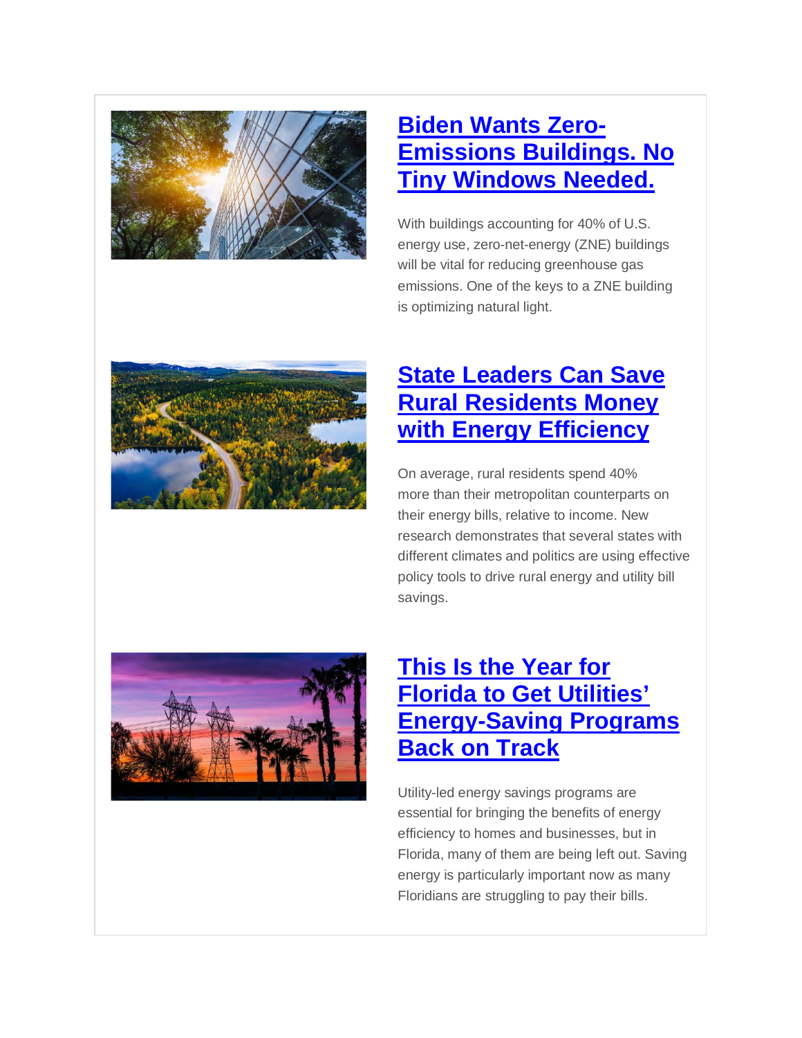## [Biden Wants Zero-Emissions Buildings. No Tiny Windows Needed.]

With buildings accounting for 40% of U.S. energy use, zero-net-energy (ZNE) buildings will be vital for reducing greenhouse gas emissions. One of the keys to a ZNE building is optimizing natural light.

## [State Leaders Can Save Rural Residents Money with Energy Efficiency]

On average, rural residents spend 40% more than their metropolitan counterparts on their energy bills, relative to income. New research demonstrates that several states with different climates and politics are using effective policy tools to drive rural energy and utility bill savings.

## [This Is the Year for Florida to Get Utilities' Energy-Saving Programs Back on Track]

Utility-led energy savings programs are essential for bringing the benefits of energy efficiency to homes and businesses, but in Florida, many of them are being left out. Saving energy is particularly important now as many Floridians are struggling to pay their bills.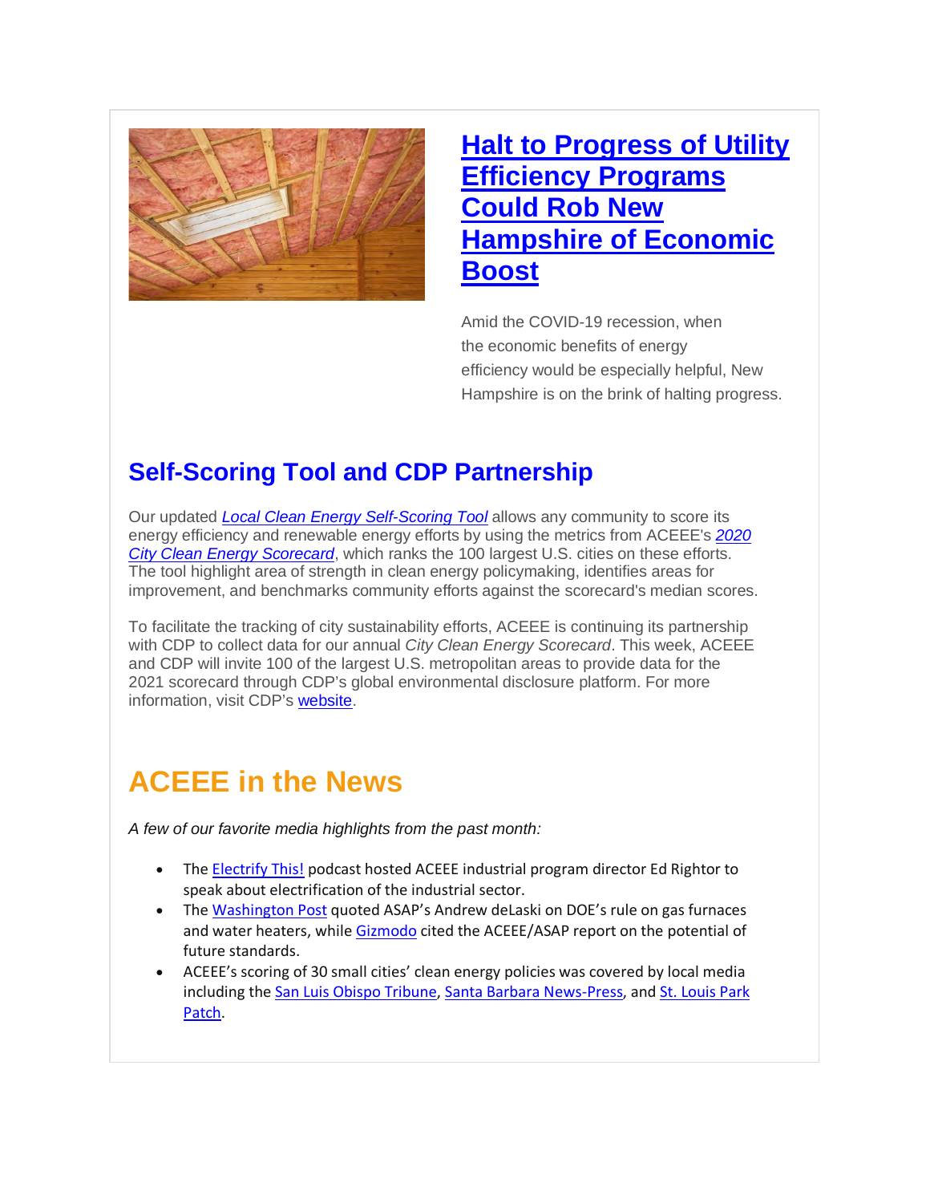## Halt to Progress of Utility Efficiency Programs Could Rob New Hampshire of Economic Boost

Amid the COVID-19 recession, when the economic benefits of energy efficiency would be especially helpful, New Hampshire is on the brink of halting progress.

## Self-Scoring Tool and CDP Partnership

Our updated *Local Clean Energy Self-Scoring Tool* allows any community to score its energy efficiency and renewable energy efforts by using the metrics from ACEEE's *2020 City Clean Energy Scorecard*, which ranks the 100 largest U.S. cities on these efforts. The tool highlight area of strength in clean energy policymaking, identifies areas for improvement, and benchmarks community efforts against the scorecard's median scores.

To facilitate the tracking of city sustainability efforts, ACEEE is continuing its partnership with CDP to collect data for our annual *City Clean Energy Scorecard*. This week, ACEEE and CDP will invite 100 of the largest U.S. metropolitan areas to provide data for the 2021 scorecard through CDP's global environmental disclosure platform. For more information, visit CDP's website.

# ACEEE in the News

*A few of our favorite media highlights from the past month:*

- The Electrify This! podcast hosted ACEEE industrial program director Ed Rightor to speak about electrification of the industrial sector.
- The Washington Post quoted ASAP's Andrew deLaski on DOE's rule on gas furnaces and water heaters, while Gizmodo cited the ACEEE/ASAP report on the potential of future standards.
- ACEEE's scoring of 30 small cities' clean energy policies was covered by local media including the San Luis Obispo Tribune, Santa Barbara News-Press, and St. Louis Park Patch.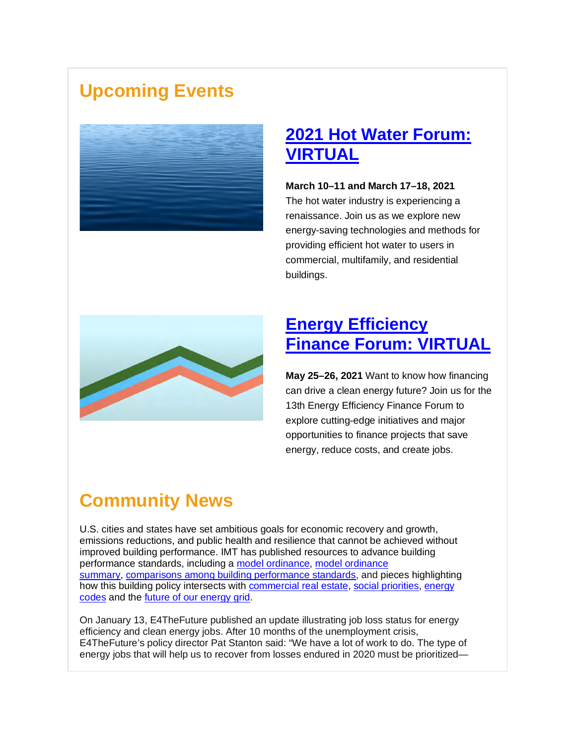## Upcoming Events

### 2021 Hot Water Forum: VIRTUAL

**March 10–11 and March 17–18, 2021**
The hot water industry is experiencing a renaissance. Join us as we explore new energy-saving technologies and methods for providing efficient hot water to users in commercial, multifamily, and residential buildings.

### Energy Efficiency Finance Forum: VIRTUAL

**May 25–26, 2021** Want to know how financing can drive a clean energy future? Join us for the 13th Energy Efficiency Finance Forum to explore cutting-edge initiatives and major opportunities to finance projects that save energy, reduce costs, and create jobs.

## Community News

U.S. cities and states have set ambitious goals for economic recovery and growth, emissions reductions, and public health and resilience that cannot be achieved without improved building performance. IMT has published resources to advance building performance standards, including a model ordinance, model ordinance summary, comparisons among building performance standards, and pieces highlighting how this building policy intersects with commercial real estate, social priorities, energy codes and the future of our energy grid.

On January 13, E4TheFuture published an update illustrating job loss status for energy efficiency and clean energy jobs. After 10 months of the unemployment crisis, E4TheFuture's policy director Pat Stanton said: "We have a lot of work to do. The type of energy jobs that will help us to recover from losses endured in 2020 must be prioritized—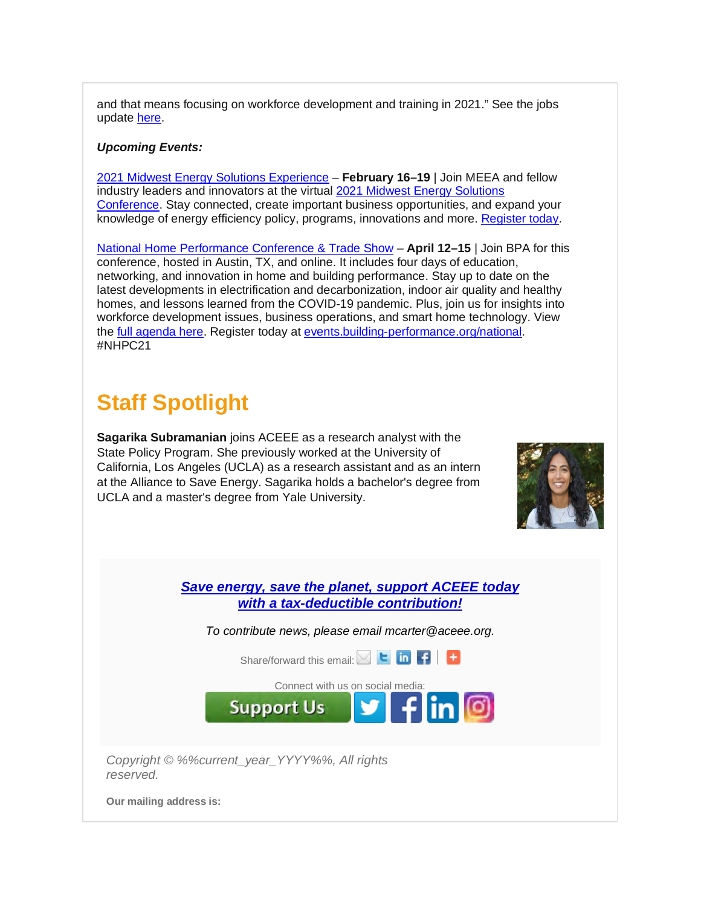and that means focusing on workforce development and training in 2021." See the jobs update here.

***Upcoming Events:***

2021 Midwest Energy Solutions Experience – **February 16–19** | Join MEEA and fellow industry leaders and innovators at the virtual 2021 Midwest Energy Solutions Conference. Stay connected, create important business opportunities, and expand your knowledge of energy efficiency policy, programs, innovations and more. Register today.

National Home Performance Conference & Trade Show – **April 12–15** | Join BPA for this conference, hosted in Austin, TX, and online. It includes four days of education, networking, and innovation in home and building performance. Stay up to date on the latest developments in electrification and decarbonization, indoor air quality and healthy homes, and lessons learned from the COVID-19 pandemic. Plus, join us for insights into workforce development issues, business operations, and smart home technology. View the full agenda here. Register today at events.building-performance.org/national. #NHPC21

# Staff Spotlight

**Sagarika Subramanian** joins ACEEE as a research analyst with the State Policy Program. She previously worked at the University of California, Los Angeles (UCLA) as a research assistant and as an intern at the Alliance to Save Energy. Sagarika holds a bachelor's degree from UCLA and a master's degree from Yale University.

***Save energy, save the planet, support ACEEE today with a tax-deductible contribution!***

*To contribute news, please email mcarter@aceee.org.*

Share/forward this email:

Connect with us on social media:

Support Us

*Copyright © %%current_year_YYYY%%, All rights reserved.*

**Our mailing address is:**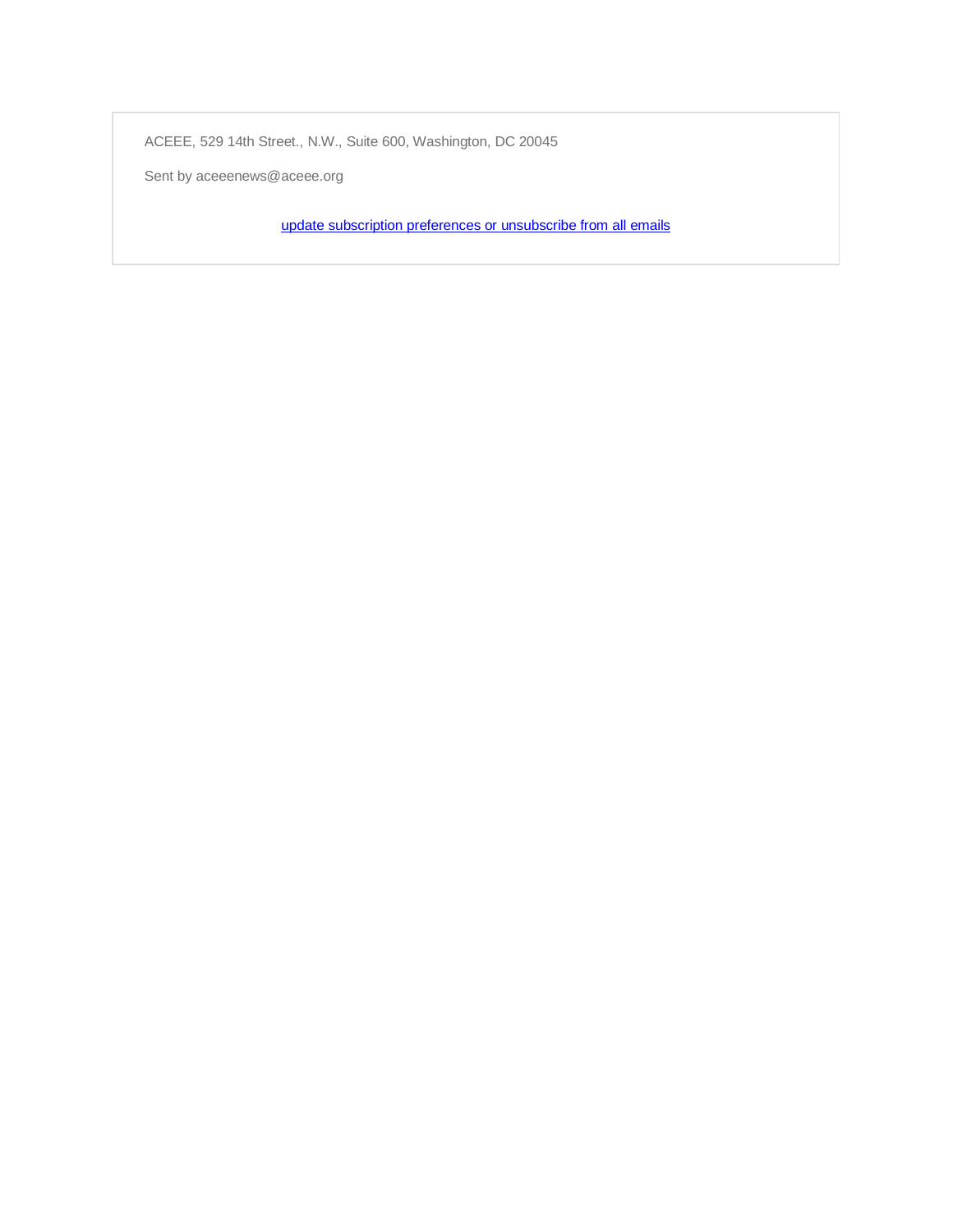ACEEE, 529 14th Street., N.W., Suite 600, Washington, DC 20045

Sent by aceeenews@aceee.org

update subscription preferences or unsubscribe from all emails